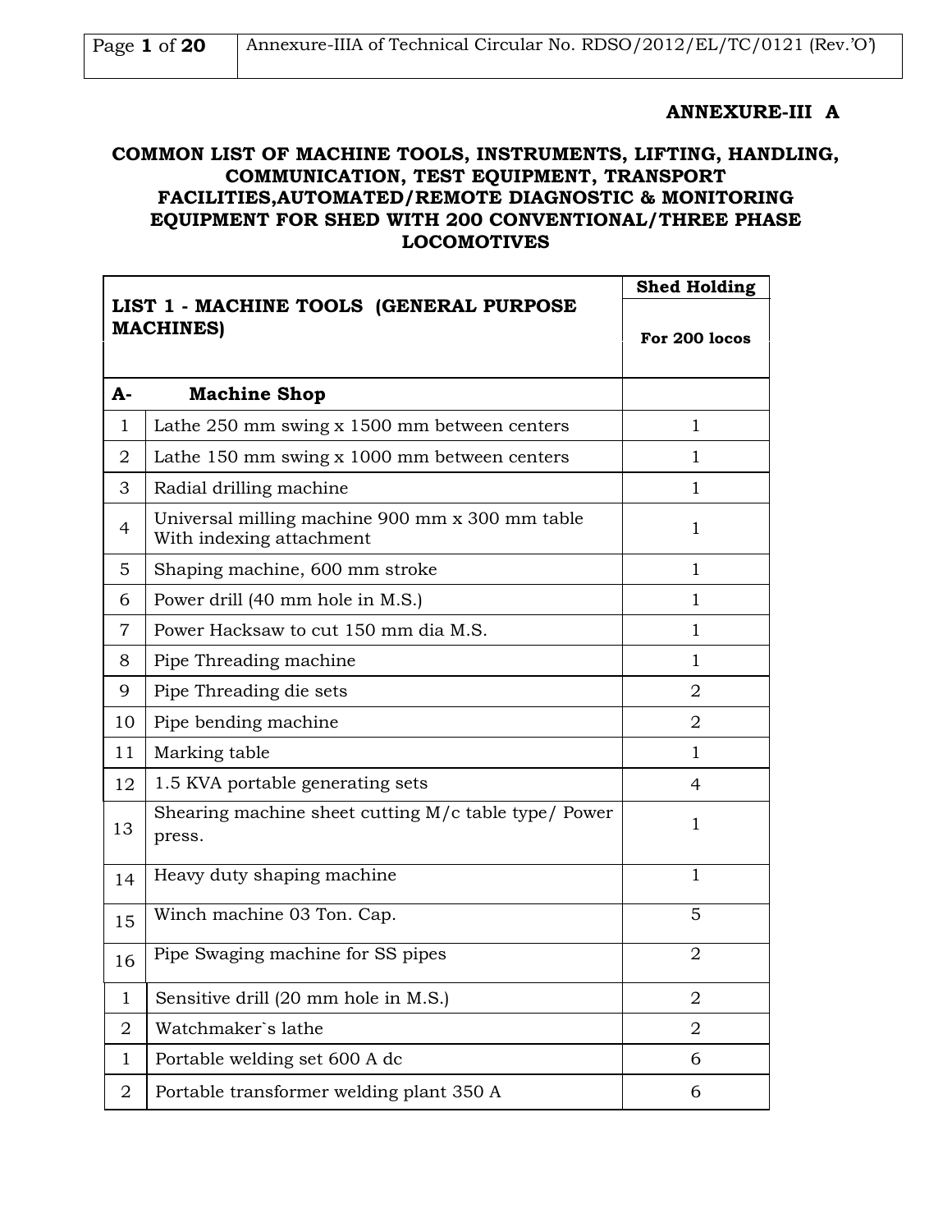**ANNEXURE-III A**

# COMMON LIST OF MACHINE TOOLS, INSTRUMENTS, LIFTING, HANDLING, COMMUNICATION, TEST EQUIPMENT, TRANSPORT FACILITIES,AUTOMATED/REMOTE DIAGNOSTIC & MONITORING EQUIPMENT FOR SHED WITH 200 CONVENTIONAL/THREE PHASE LOCOMOTIVES

| LIST 1 - MACHINE TOOLS (GENERAL PURPOSE MACHINES) | | Shed Holding For 200 locos |
|---|---|---|
| **A-** | **Machine Shop** | |
| 1 | Lathe 250 mm swing x 1500 mm between centers | 1 |
| 2 | Lathe 150 mm swing x 1000 mm between centers | 1 |
| 3 | Radial drilling machine | 1 |
| 4 | Universal milling machine 900 mm x 300 mm table With indexing attachment | 1 |
| 5 | Shaping machine, 600 mm stroke | 1 |
| 6 | Power drill (40 mm hole in M.S.) | 1 |
| 7 | Power Hacksaw to cut 150 mm dia M.S. | 1 |
| 8 | Pipe Threading machine | 1 |
| 9 | Pipe Threading die sets | 2 |
| 10 | Pipe bending machine | 2 |
| 11 | Marking table | 1 |
| 12 | 1.5 KVA portable generating sets | 4 |
| 13 | Shearing machine sheet cutting M/c table type/ Power press. | 1 |
| 14 | Heavy duty shaping machine | 1 |
| 15 | Winch machine 03 Ton. Cap. | 5 |
| 16 | Pipe Swaging machine for SS pipes | 2 |
| 1 | Sensitive drill (20 mm hole in M.S.) | 2 |
| 2 | Watchmaker`s lathe | 2 |
| 1 | Portable welding set 600 A dc | 6 |
| 2 | Portable transformer welding plant 350 A | 6 |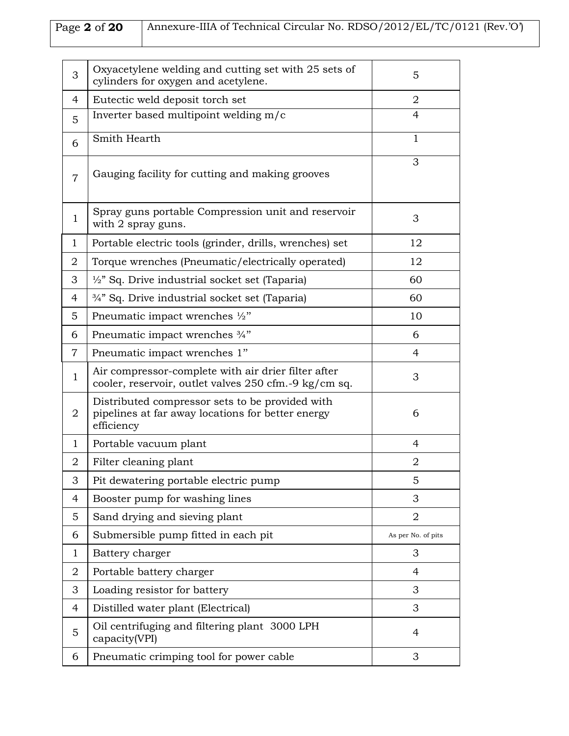| | | |
|---|---|---|
| 3 | Oxyacetylene welding and cutting set with 25 sets of cylinders for oxygen and acetylene. | 5 |
| 4 | Eutectic weld deposit torch set | 2 |
| 5 | Inverter based multipoint welding m/c | 4 |
| 6 | Smith Hearth | 1 |
| 7 | Gauging facility for cutting and making grooves | 3 |
| 1 | Spray guns portable Compression unit and reservoir with 2 spray guns. | 3 |
| 1 | Portable electric tools (grinder, drills, wrenches) set | 12 |
| 2 | Torque wrenches (Pneumatic/electrically operated) | 12 |
| 3 | ½" Sq. Drive industrial socket set (Taparia) | 60 |
| 4 | ¾" Sq. Drive industrial socket set (Taparia) | 60 |
| 5 | Pneumatic impact wrenches ½" | 10 |
| 6 | Pneumatic impact wrenches ¾" | 6 |
| 7 | Pneumatic impact wrenches 1" | 4 |
| 1 | Air compressor-complete with air drier filter after cooler, reservoir, outlet valves 250 cfm.-9 kg/cm sq. | 3 |
| 2 | Distributed compressor sets to be provided with pipelines at far away locations for better energy efficiency | 6 |
| 1 | Portable vacuum plant | 4 |
| 2 | Filter cleaning plant | 2 |
| 3 | Pit dewatering portable electric pump | 5 |
| 4 | Booster pump for washing lines | 3 |
| 5 | Sand drying and sieving plant | 2 |
| 6 | Submersible pump fitted in each pit | As per No. of pits |
| 1 | Battery charger | 3 |
| 2 | Portable battery charger | 4 |
| 3 | Loading resistor for battery | 3 |
| 4 | Distilled water plant (Electrical) | 3 |
| 5 | Oil centrifuging and filtering plant 3000 LPH capacity(VPI) | 4 |
| 6 | Pneumatic crimping tool for power cable | 3 |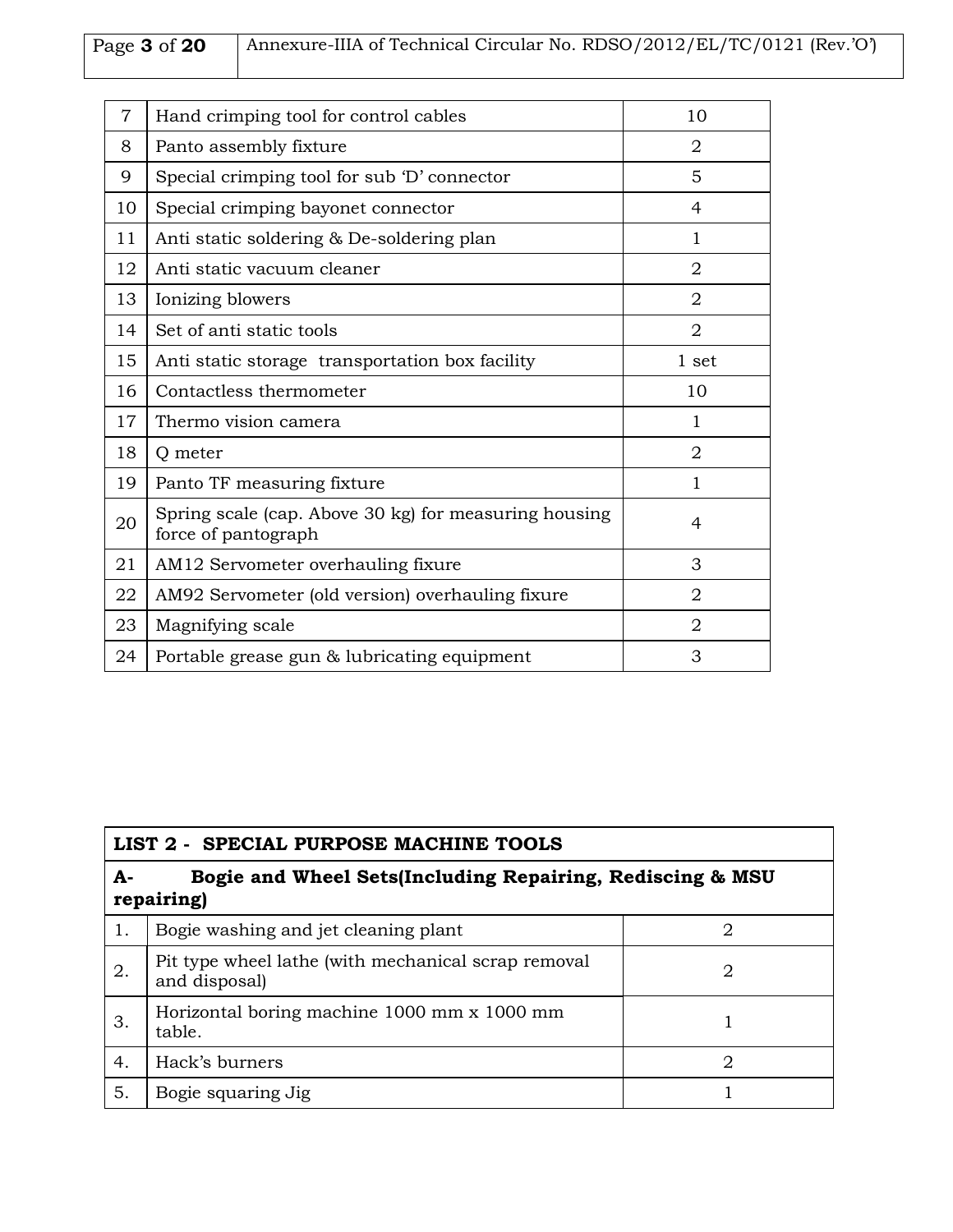| | | |
|---|---|---|
| 7 | Hand crimping tool for control cables | 10 |
| 8 | Panto assembly fixture | 2 |
| 9 | Special crimping tool for sub ‘D’ connector | 5 |
| 10 | Special crimping bayonet connector | 4 |
| 11 | Anti static soldering & De-soldering plan | 1 |
| 12 | Anti static vacuum cleaner | 2 |
| 13 | Ionizing blowers | 2 |
| 14 | Set of anti static tools | 2 |
| 15 | Anti static storage transportation box facility | 1 set |
| 16 | Contactless thermometer | 10 |
| 17 | Thermo vision camera | 1 |
| 18 | Q meter | 2 |
| 19 | Panto TF measuring fixture | 1 |
| 20 | Spring scale (cap. Above 30 kg) for measuring housing force of pantograph | 4 |
| 21 | AM12 Servometer overhauling fixure | 3 |
| 22 | AM92 Servometer (old version) overhauling fixure | 2 |
| 23 | Magnifying scale | 2 |
| 24 | Portable grease gun & lubricating equipment | 3 |

| **LIST 2 - SPECIAL PURPOSE MACHINE TOOLS** | | |
|---|---|---|
| **A- Bogie and Wheel Sets(Including Repairing, Rediscing & MSU repairing)** | | |
| 1. | Bogie washing and jet cleaning plant | 2 |
| 2. | Pit type wheel lathe (with mechanical scrap removal and disposal) | 2 |
| 3. | Horizontal boring machine 1000 mm x 1000 mm table. | 1 |
| 4. | Hack’s burners | 2 |
| 5. | Bogie squaring Jig | 1 |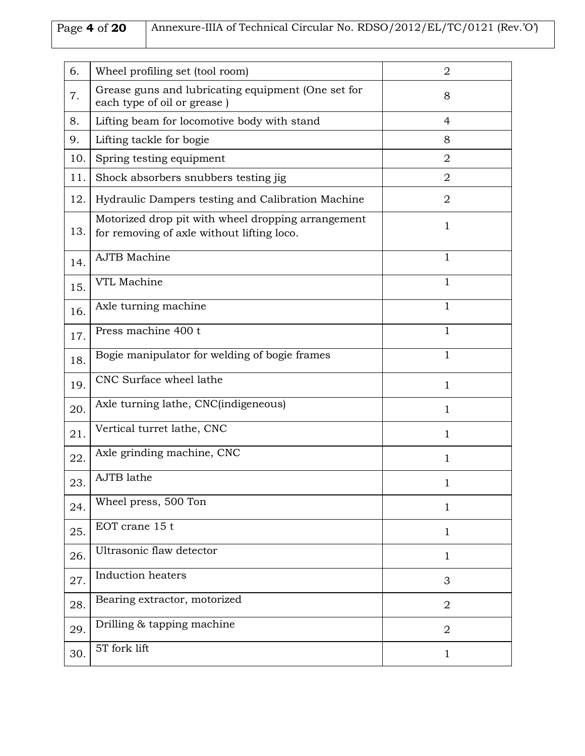| | | |
|---|---|---|
| 6. | Wheel profiling set (tool room) | 2 |
| 7. | Grease guns and lubricating equipment (One set for each type of oil or grease ) | 8 |
| 8. | Lifting beam for locomotive body with stand | 4 |
| 9. | Lifting tackle for bogie | 8 |
| 10. | Spring testing equipment | 2 |
| 11. | Shock absorbers snubbers testing jig | 2 |
| 12. | Hydraulic Dampers testing and Calibration Machine | 2 |
| 13. | Motorized drop pit with wheel dropping arrangement for removing of axle without lifting loco. | 1 |
| 14. | AJTB Machine | 1 |
| 15. | VTL Machine | 1 |
| 16. | Axle turning machine | 1 |
| 17. | Press machine 400 t | 1 |
| 18. | Bogie manipulator for welding of bogie frames | 1 |
| 19. | CNC Surface wheel lathe | 1 |
| 20. | Axle turning lathe, CNC(indigeneous) | 1 |
| 21. | Vertical turret lathe, CNC | 1 |
| 22. | Axle grinding machine, CNC | 1 |
| 23. | AJTB lathe | 1 |
| 24. | Wheel press, 500 Ton | 1 |
| 25. | EOT crane 15 t | 1 |
| 26. | Ultrasonic flaw detector | 1 |
| 27. | Induction heaters | 3 |
| 28. | Bearing extractor, motorized | 2 |
| 29. | Drilling & tapping machine | 2 |
| 30. | 5T fork lift | 1 |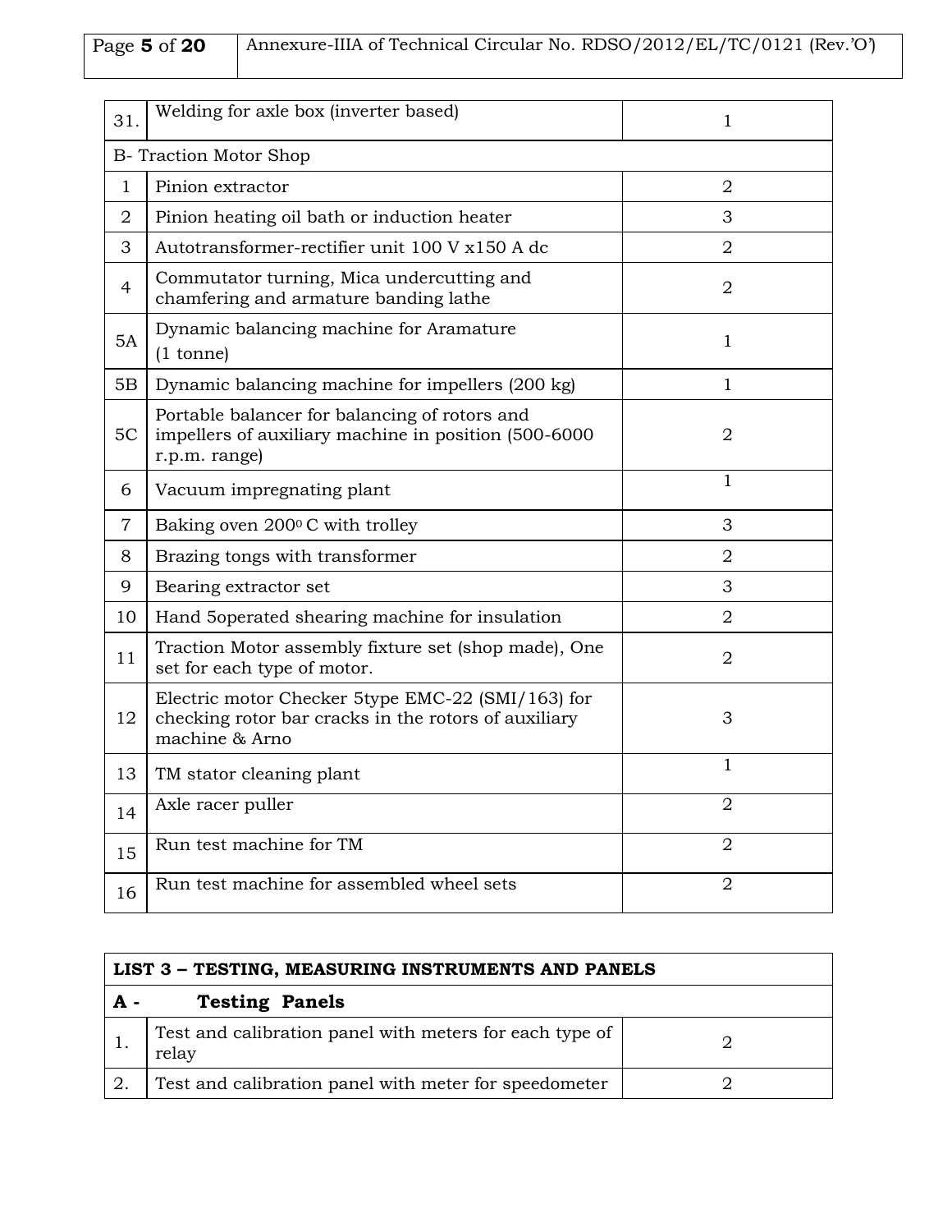| | | |
|---|---|---|
| 31. | Welding for axle box (inverter based) | 1 |
| B- Traction Motor Shop | | |
| 1 | Pinion extractor | 2 |
| 2 | Pinion heating oil bath or induction heater | 3 |
| 3 | Autotransformer-rectifier unit 100 V x150 A dc | 2 |
| 4 | Commutator turning, Mica undercutting and chamfering and armature banding lathe | 2 |
| 5A | Dynamic balancing machine for Aramature (1 tonne) | 1 |
| 5B | Dynamic balancing machine for impellers (200 kg) | 1 |
| 5C | Portable balancer for balancing of rotors and impellers of auxiliary machine in position (500-6000 r.p.m. range) | 2 |
| 6 | Vacuum impregnating plant | 1 |
| 7 | Baking oven 200$^0$ C with trolley | 3 |
| 8 | Brazing tongs with transformer | 2 |
| 9 | Bearing extractor set | 3 |
| 10 | Hand 5operated shearing machine for insulation | 2 |
| 11 | Traction Motor assembly fixture set (shop made), One set for each type of motor. | 2 |
| 12 | Electric motor Checker 5type EMC-22 (SMI/163) for checking rotor bar cracks in the rotors of auxiliary machine & Arno | 3 |
| 13 | TM stator cleaning plant | 1 |
| 14 | Axle racer puller | 2 |
| 15 | Run test machine for TM | 2 |
| 16 | Run test machine for assembled wheel sets | 2 |

| **LIST 3 – TESTING, MEASURING INSTRUMENTS AND PANELS** | | |
|---|---|---|
| **A -** | **Testing Panels** | |
| 1. | Test and calibration panel with meters for each type of relay | 2 |
| 2. | Test and calibration panel with meter for speedometer | 2 |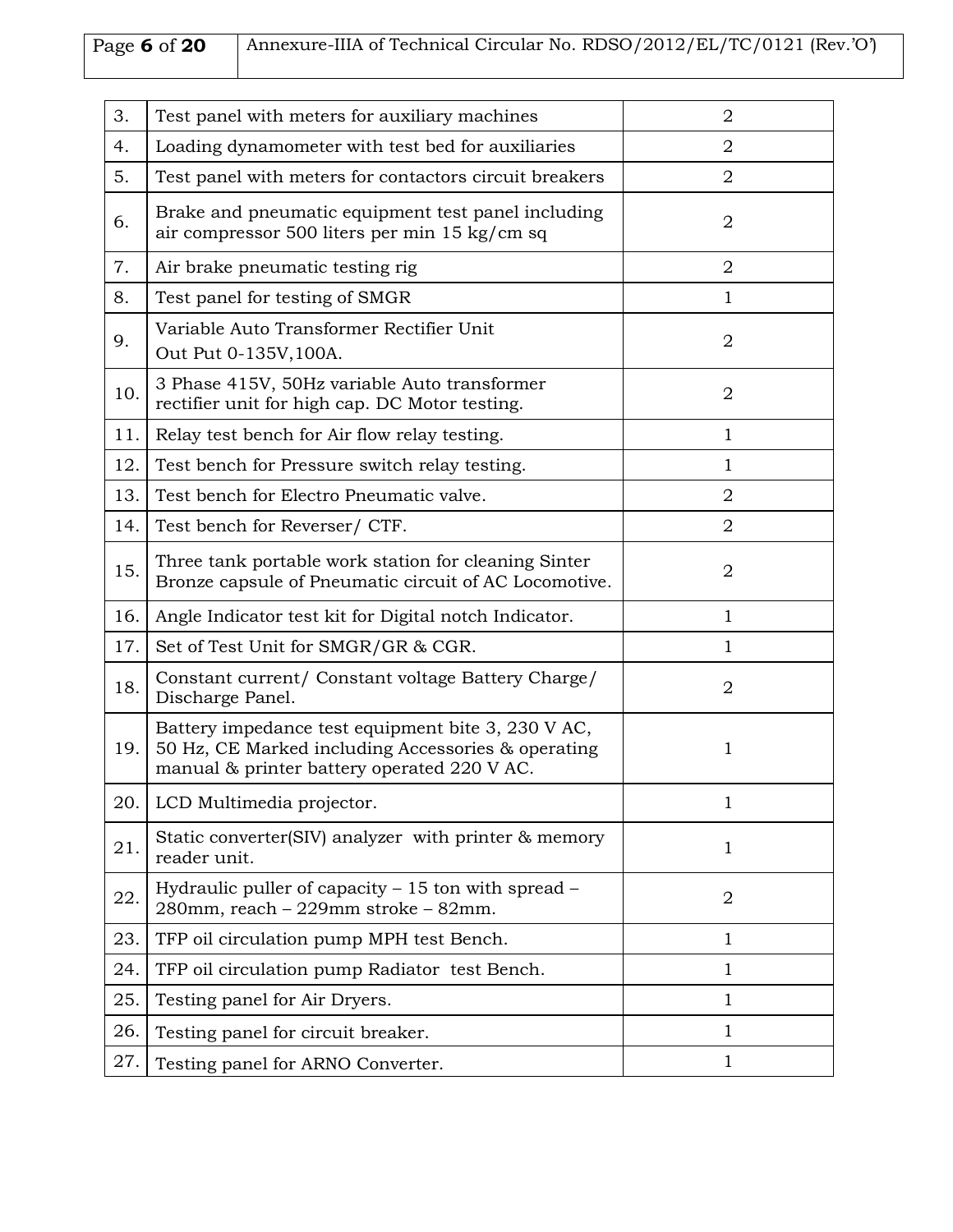| 3. | Test panel with meters for auxiliary machines | 2 |
|---|---|---|
| 4. | Loading dynamometer with test bed for auxiliaries | 2 |
| 5. | Test panel with meters for contactors circuit breakers | 2 |
| 6. | Brake and pneumatic equipment test panel including air compressor 500 liters per min 15 kg/cm sq | 2 |
| 7. | Air brake pneumatic testing rig | 2 |
| 8. | Test panel for testing of SMGR | 1 |
| 9. | Variable Auto Transformer Rectifier Unit Out Put 0-135V,100A. | 2 |
| 10. | 3 Phase 415V, 50Hz variable Auto transformer rectifier unit for high cap. DC Motor testing. | 2 |
| 11. | Relay test bench for Air flow relay testing. | 1 |
| 12. | Test bench for Pressure switch relay testing. | 1 |
| 13. | Test bench for Electro Pneumatic valve. | 2 |
| 14. | Test bench for Reverser/ CTF. | 2 |
| 15. | Three tank portable work station for cleaning Sinter Bronze capsule of Pneumatic circuit of AC Locomotive. | 2 |
| 16. | Angle Indicator test kit for Digital notch Indicator. | 1 |
| 17. | Set of Test Unit for SMGR/GR & CGR. | 1 |
| 18. | Constant current/ Constant voltage Battery Charge/ Discharge Panel. | 2 |
| 19. | Battery impedance test equipment bite 3, 230 V AC, 50 Hz, CE Marked including Accessories & operating manual & printer battery operated 220 V AC. | 1 |
| 20. | LCD Multimedia projector. | 1 |
| 21. | Static converter(SIV) analyzer with printer & memory reader unit. | 1 |
| 22. | Hydraulic puller of capacity – 15 ton with spread – 280mm, reach – 229mm stroke – 82mm. | 2 |
| 23. | TFP oil circulation pump MPH test Bench. | 1 |
| 24. | TFP oil circulation pump Radiator test Bench. | 1 |
| 25. | Testing panel for Air Dryers. | 1 |
| 26. | Testing panel for circuit breaker. | 1 |
| 27. | Testing panel for ARNO Converter. | 1 |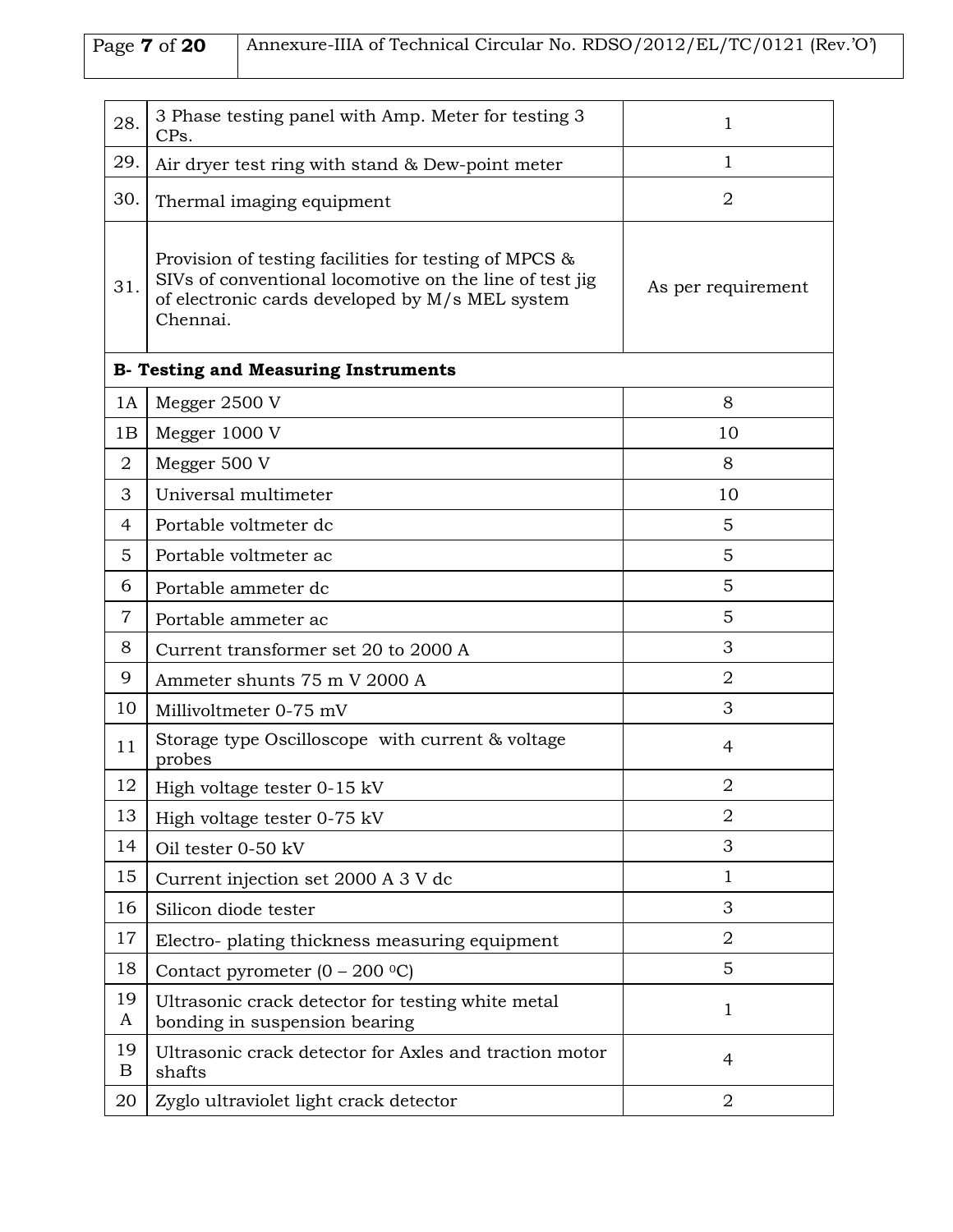| | | |
|---|---|---|
| 28. | 3 Phase testing panel with Amp. Meter for testing 3 CPs. | 1 |
| 29. | Air dryer test ring with stand & Dew-point meter | 1 |
| 30. | Thermal imaging equipment | 2 |
| 31. | Provision of testing facilities for testing of MPCS & SIVs of conventional locomotive on the line of test jig of electronic cards developed by M/s MEL system Chennai. | As per requirement |
| **B- Testing and Measuring Instruments** | | |
| 1A | Megger 2500 V | 8 |
| 1B | Megger 1000 V | 10 |
| 2 | Megger 500 V | 8 |
| 3 | Universal multimeter | 10 |
| 4 | Portable voltmeter dc | 5 |
| 5 | Portable voltmeter ac | 5 |
| 6 | Portable ammeter dc | 5 |
| 7 | Portable ammeter ac | 5 |
| 8 | Current transformer set 20 to 2000 A | 3 |
| 9 | Ammeter shunts 75 m V 2000 A | 2 |
| 10 | Millivoltmeter 0-75 mV | 3 |
| 11 | Storage type Oscilloscope with current & voltage probes | 4 |
| 12 | High voltage tester 0-15 kV | 2 |
| 13 | High voltage tester 0-75 kV | 2 |
| 14 | Oil tester 0-50 kV | 3 |
| 15 | Current injection set 2000 A 3 V dc | 1 |
| 16 | Silicon diode tester | 3 |
| 17 | Electro- plating thickness measuring equipment | 2 |
| 18 | Contact pyrometer (0 – 200 $^0$C) | 5 |
| 19 A | Ultrasonic crack detector for testing white metal bonding in suspension bearing | 1 |
| 19 B | Ultrasonic crack detector for Axles and traction motor shafts | 4 |
| 20 | Zyglo ultraviolet light crack detector | 2 |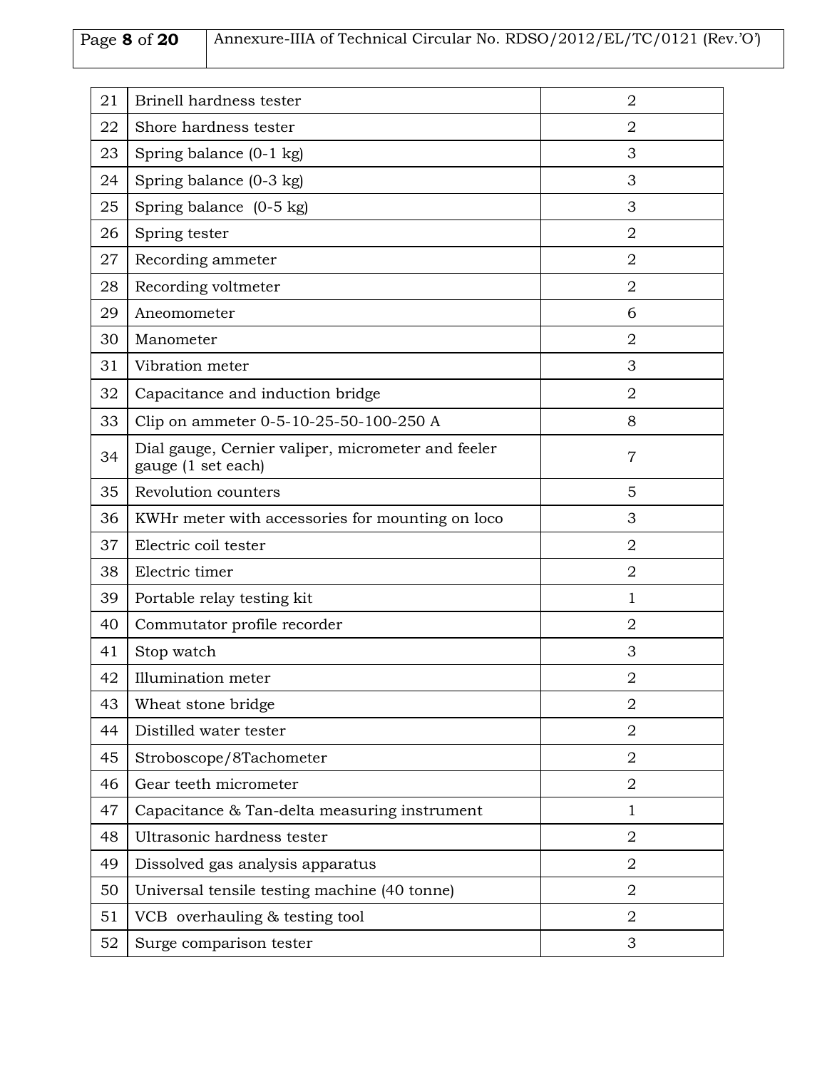| 21 | Brinell hardness tester | 2 |
|---|---|---|
| 22 | Shore hardness tester | 2 |
| 23 | Spring balance (0-1 kg) | 3 |
| 24 | Spring balance (0-3 kg) | 3 |
| 25 | Spring balance (0-5 kg) | 3 |
| 26 | Spring tester | 2 |
| 27 | Recording ammeter | 2 |
| 28 | Recording voltmeter | 2 |
| 29 | Aneomometer | 6 |
| 30 | Manometer | 2 |
| 31 | Vibration meter | 3 |
| 32 | Capacitance and induction bridge | 2 |
| 33 | Clip on ammeter 0-5-10-25-50-100-250 A | 8 |
| 34 | Dial gauge, Cernier valiper, micrometer and feeler gauge (1 set each) | 7 |
| 35 | Revolution counters | 5 |
| 36 | KWHr meter with accessories for mounting on loco | 3 |
| 37 | Electric coil tester | 2 |
| 38 | Electric timer | 2 |
| 39 | Portable relay testing kit | 1 |
| 40 | Commutator profile recorder | 2 |
| 41 | Stop watch | 3 |
| 42 | Illumination meter | 2 |
| 43 | Wheat stone bridge | 2 |
| 44 | Distilled water tester | 2 |
| 45 | Stroboscope/8Tachometer | 2 |
| 46 | Gear teeth micrometer | 2 |
| 47 | Capacitance & Tan-delta measuring instrument | 1 |
| 48 | Ultrasonic hardness tester | 2 |
| 49 | Dissolved gas analysis apparatus | 2 |
| 50 | Universal tensile testing machine (40 tonne) | 2 |
| 51 | VCB overhauling & testing tool | 2 |
| 52 | Surge comparison tester | 3 |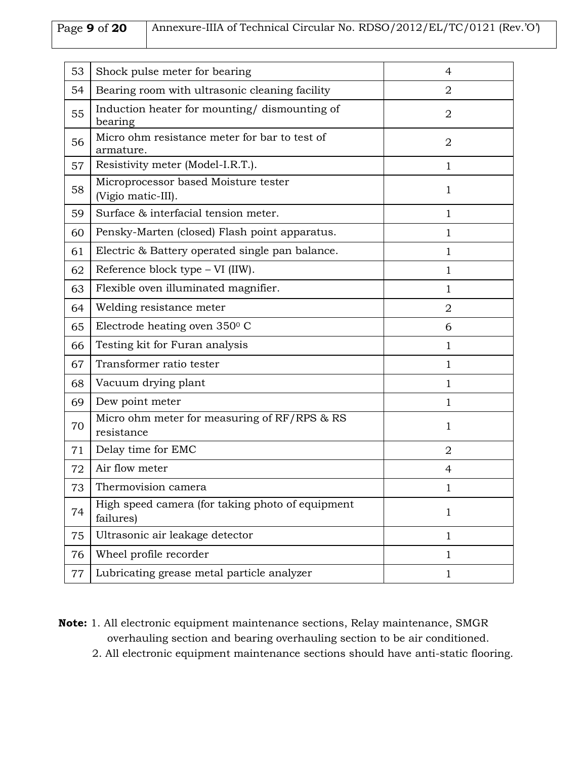| | | |
|---|---|---|
| 53 | Shock pulse meter for bearing | 4 |
| 54 | Bearing room with ultrasonic cleaning facility | 2 |
| 55 | Induction heater for mounting/ dismounting of bearing | 2 |
| 56 | Micro ohm resistance meter for bar to test of armature. | 2 |
| 57 | Resistivity meter (Model-I.R.T.). | 1 |
| 58 | Microprocessor based Moisture tester (Vigio matic-III). | 1 |
| 59 | Surface & interfacial tension meter. | 1 |
| 60 | Pensky-Marten (closed) Flash point apparatus. | 1 |
| 61 | Electric & Battery operated single pan balance. | 1 |
| 62 | Reference block type – VI (IIW). | 1 |
| 63 | Flexible oven illuminated magnifier. | 1 |
| 64 | Welding resistance meter | 2 |
| 65 | Electrode heating oven 350$^0$ C | 6 |
| 66 | Testing kit for Furan analysis | 1 |
| 67 | Transformer ratio tester | 1 |
| 68 | Vacuum drying plant | 1 |
| 69 | Dew point meter | 1 |
| 70 | Micro ohm meter for measuring of RF/RPS & RS resistance | 1 |
| 71 | Delay time for EMC | 2 |
| 72 | Air flow meter | 4 |
| 73 | Thermovision camera | 1 |
| 74 | High speed camera (for taking photo of equipment failures) | 1 |
| 75 | Ultrasonic air leakage detector | 1 |
| 76 | Wheel profile recorder | 1 |
| 77 | Lubricating grease metal particle analyzer | 1 |

**Note:** 1. All electronic equipment maintenance sections, Relay maintenance, SMGR overhauling section and bearing overhauling section to be air conditioned.
2. All electronic equipment maintenance sections should have anti-static flooring.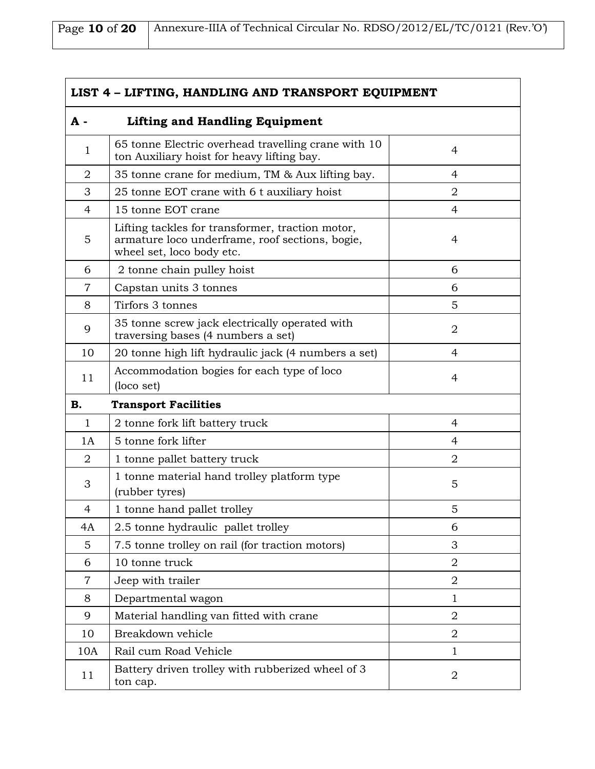| LIST 4 – LIFTING, HANDLING AND TRANSPORT EQUIPMENT | | |
|---|---|---|
| **A -** | **Lifting and Handling Equipment** | |
| 1 | 65 tonne Electric overhead travelling crane with 10 ton Auxiliary hoist for heavy lifting bay. | 4 |
| 2 | 35 tonne crane for medium, TM & Aux lifting bay. | 4 |
| 3 | 25 tonne EOT crane with 6 t auxiliary hoist | 2 |
| 4 | 15 tonne EOT crane | 4 |
| 5 | Lifting tackles for transformer, traction motor, armature loco underframe, roof sections, bogie, wheel set, loco body etc. | 4 |
| 6 | 2 tonne chain pulley hoist | 6 |
| 7 | Capstan units 3 tonnes | 6 |
| 8 | Tirfors 3 tonnes | 5 |
| 9 | 35 tonne screw jack electrically operated with traversing bases (4 numbers a set) | 2 |
| 10 | 20 tonne high lift hydraulic jack (4 numbers a set) | 4 |
| 11 | Accommodation bogies for each type of loco (loco set) | 4 |
| **B.** | **Transport Facilities** | |
| 1 | 2 tonne fork lift battery truck | 4 |
| 1A | 5 tonne fork lifter | 4 |
| 2 | 1 tonne pallet battery truck | 2 |
| 3 | 1 tonne material hand trolley platform type (rubber tyres) | 5 |
| 4 | 1 tonne hand pallet trolley | 5 |
| 4A | 2.5 tonne hydraulic pallet trolley | 6 |
| 5 | 7.5 tonne trolley on rail (for traction motors) | 3 |
| 6 | 10 tonne truck | 2 |
| 7 | Jeep with trailer | 2 |
| 8 | Departmental wagon | 1 |
| 9 | Material handling van fitted with crane | 2 |
| 10 | Breakdown vehicle | 2 |
| 10A | Rail cum Road Vehicle | 1 |
| 11 | Battery driven trolley with rubberized wheel of 3 ton cap. | 2 |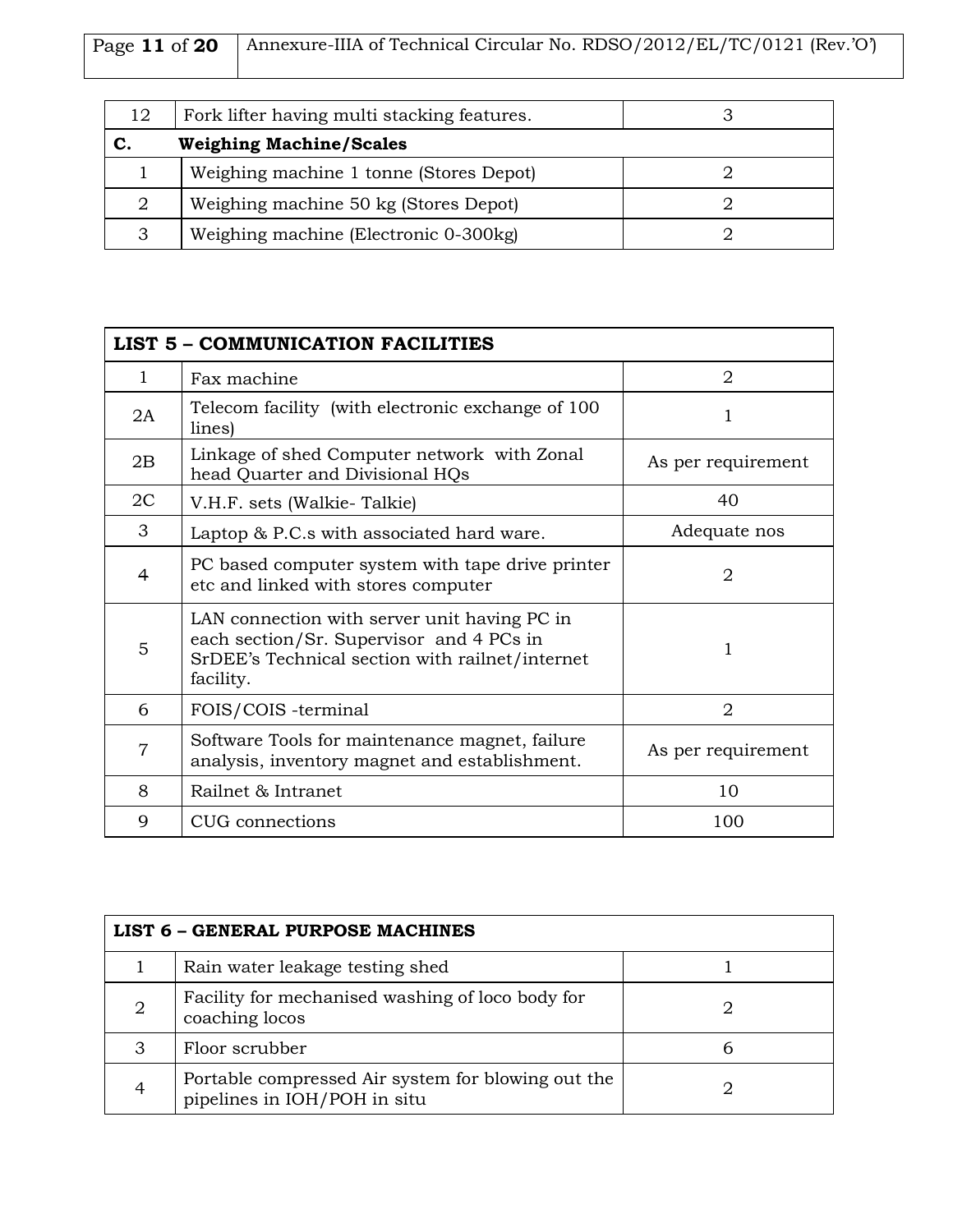| 12 | Fork lifter having multi stacking features. | 3 |
|---|---|---|
| **C.** | **Weighing Machine/Scales** | |
| 1 | Weighing machine 1 tonne (Stores Depot) | 2 |
| 2 | Weighing machine 50 kg (Stores Depot) | 2 |
| 3 | Weighing machine (Electronic 0-300kg) | 2 |

| **LIST 5 – COMMUNICATION FACILITIES** | | |
|---|---|---|
| 1 | Fax machine | 2 |
| 2A | Telecom facility (with electronic exchange of 100 lines) | 1 |
| 2B | Linkage of shed Computer network with Zonal head Quarter and Divisional HQs | As per requirement |
| 2C | V.H.F. sets (Walkie- Talkie) | 40 |
| 3 | Laptop & P.C.s with associated hard ware. | Adequate nos |
| 4 | PC based computer system with tape drive printer etc and linked with stores computer | 2 |
| 5 | LAN connection with server unit having PC in each section/Sr. Supervisor and 4 PCs in SrDEE's Technical section with railnet/internet facility. | 1 |
| 6 | FOIS/COIS -terminal | 2 |
| 7 | Software Tools for maintenance magnet, failure analysis, inventory magnet and establishment. | As per requirement |
| 8 | Railnet & Intranet | 10 |
| 9 | CUG connections | 100 |

| **LIST 6 – GENERAL PURPOSE MACHINES** | | |
|---|---|---|
| 1 | Rain water leakage testing shed | 1 |
| 2 | Facility for mechanised washing of loco body for coaching locos | 2 |
| 3 | Floor scrubber | 6 |
| 4 | Portable compressed Air system for blowing out the pipelines in IOH/POH in situ | 2 |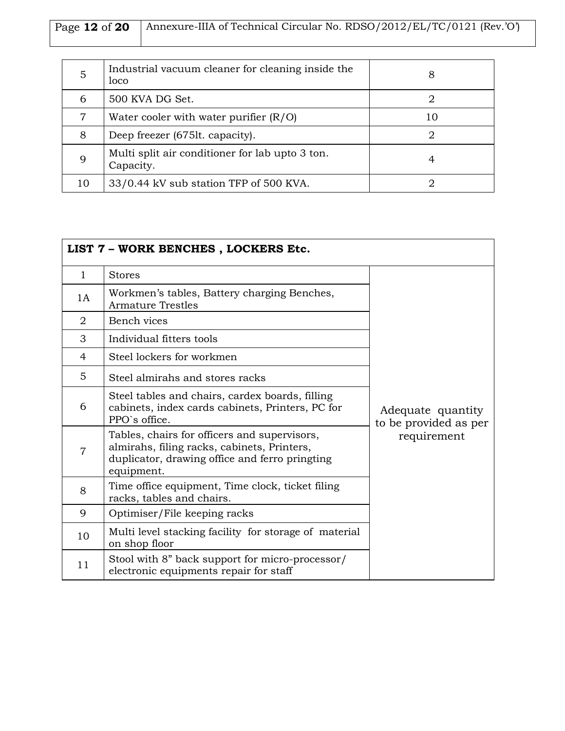| | | |
|---|---|---|
| 5 | Industrial vacuum cleaner for cleaning inside the loco | 8 |
| 6 | 500 KVA DG Set. | 2 |
| 7 | Water cooler with water purifier (R/O) | 10 |
| 8 | Deep freezer (675lt. capacity). | 2 |
| 9 | Multi split air conditioner for lab upto 3 ton. Capacity. | 4 |
| 10 | 33/0.44 kV sub station TFP of 500 KVA. | 2 |

| **LIST 7 – WORK BENCHES , LOCKERS Etc.** | | |
|---|---|---|
| 1 | Stores | Adequate quantity to be provided as per requirement |
| 1A | Workmen's tables, Battery charging Benches, Armature Trestles | |
| 2 | Bench vices | |
| 3 | Individual fitters tools | |
| 4 | Steel lockers for workmen | |
| 5 | Steel almirahs and stores racks | |
| 6 | Steel tables and chairs, cardex boards, filling cabinets, index cards cabinets, Printers, PC for PPO`s office. | |
| 7 | Tables, chairs for officers and supervisors, almirahs, filing racks, cabinets, Printers, duplicator, drawing office and ferro pringting equipment. | |
| 8 | Time office equipment, Time clock, ticket filing racks, tables and chairs. | |
| 9 | Optimiser/File keeping racks | |
| 10 | Multi level stacking facility for storage of material on shop floor | |
| 11 | Stool with 8" back support for micro-processor/ electronic equipments repair for staff | |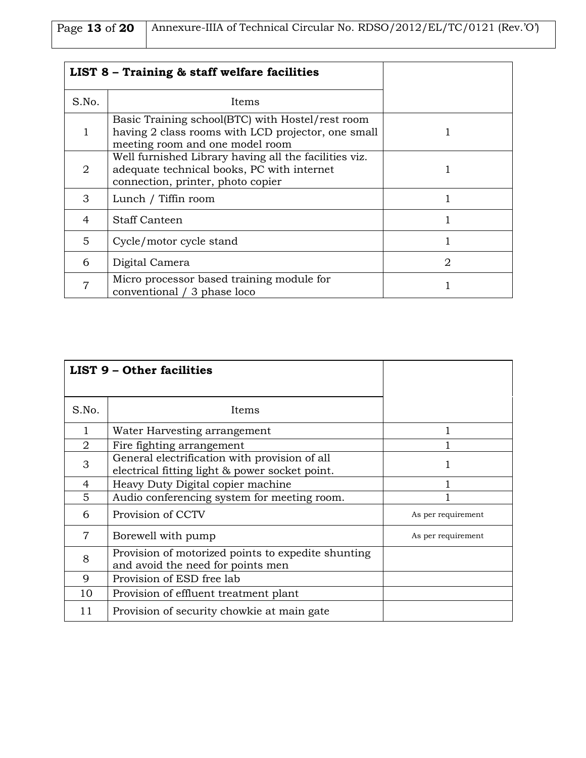| LIST 8 – Training & staff welfare facilities | | |
|---|---|---|
| S.No. | Items | |
| 1 | Basic Training school(BTC) with Hostel/rest room having 2 class rooms with LCD projector, one small meeting room and one model room | 1 |
| 2 | Well furnished Library having all the facilities viz. adequate technical books, PC with internet connection, printer, photo copier | 1 |
| 3 | Lunch / Tiffin room | 1 |
| 4 | Staff Canteen | 1 |
| 5 | Cycle/motor cycle stand | 1 |
| 6 | Digital Camera | 2 |
| 7 | Micro processor based training module for conventional / 3 phase loco | 1 |

| LIST 9 – Other facilities | | |
|---|---|---|
| S.No. | Items | |
| 1 | Water Harvesting arrangement | 1 |
| 2 | Fire fighting arrangement | 1 |
| 3 | General electrification with provision of all electrical fitting light & power socket point. | 1 |
| 4 | Heavy Duty Digital copier machine | 1 |
| 5 | Audio conferencing system for meeting room. | 1 |
| 6 | Provision of CCTV | As per requirement |
| 7 | Borewell with pump | As per requirement |
| 8 | Provision of motorized points to expedite shunting and avoid the need for points men | |
| 9 | Provision of ESD free lab | |
| 10 | Provision of effluent treatment plant | |
| 11 | Provision of security chowkie at main gate | |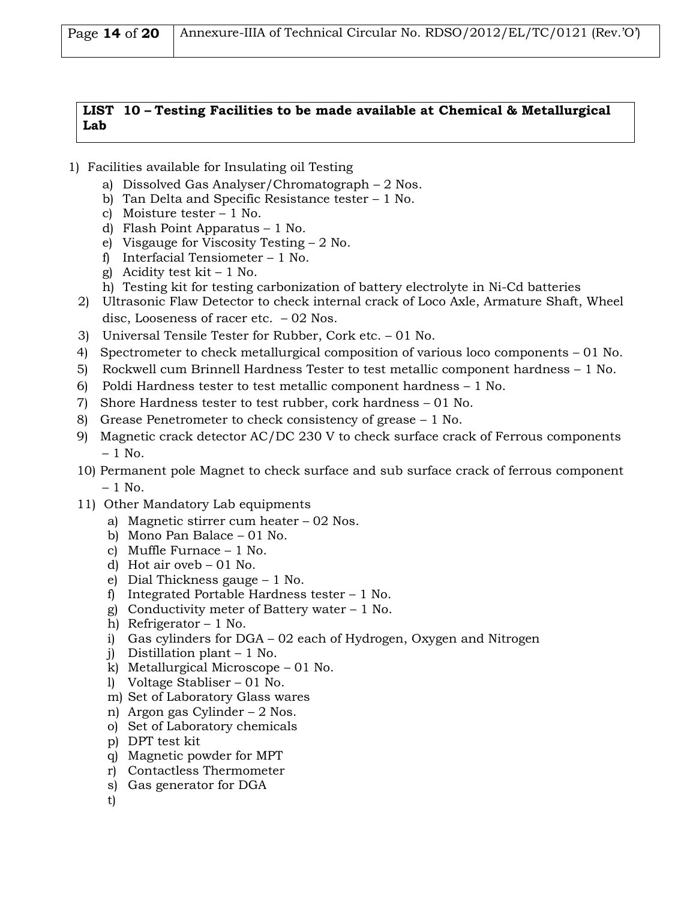**LIST 10 – Testing Facilities to be made available at Chemical & Metallurgical Lab**

1) Facilities available for Insulating oil Testing
   a) Dissolved Gas Analyser/Chromatograph – 2 Nos.
   b) Tan Delta and Specific Resistance tester – 1 No.
   c) Moisture tester – 1 No.
   d) Flash Point Apparatus – 1 No.
   e) Visgauge for Viscosity Testing – 2 No.
   f) Interfacial Tensiometer – 1 No.
   g) Acidity test kit – 1 No.
   h) Testing kit for testing carbonization of battery electrolyte in Ni-Cd batteries
2) Ultrasonic Flaw Detector to check internal crack of Loco Axle, Armature Shaft, Wheel disc, Looseness of racer etc. – 02 Nos.
3) Universal Tensile Tester for Rubber, Cork etc. – 01 No.
4) Spectrometer to check metallurgical composition of various loco components – 01 No.
5) Rockwell cum Brinnell Hardness Tester to test metallic component hardness – 1 No.
6) Poldi Hardness tester to test metallic component hardness – 1 No.
7) Shore Hardness tester to test rubber, cork hardness – 01 No.
8) Grease Penetrometer to check consistency of grease – 1 No.
9) Magnetic crack detector AC/DC 230 V to check surface crack of Ferrous components – 1 No.
10) Permanent pole Magnet to check surface and sub surface crack of ferrous component – 1 No.
11) Other Mandatory Lab equipments
    a) Magnetic stirrer cum heater – 02 Nos.
    b) Mono Pan Balace – 01 No.
    c) Muffle Furnace – 1 No.
    d) Hot air oveb – 01 No.
    e) Dial Thickness gauge – 1 No.
    f) Integrated Portable Hardness tester – 1 No.
    g) Conductivity meter of Battery water – 1 No.
    h) Refrigerator – 1 No.
    i) Gas cylinders for DGA – 02 each of Hydrogen, Oxygen and Nitrogen
    j) Distillation plant – 1 No.
    k) Metallurgical Microscope – 01 No.
    l) Voltage Stabliser – 01 No.
    m) Set of Laboratory Glass wares
    n) Argon gas Cylinder – 2 Nos.
    o) Set of Laboratory chemicals
    p) DPT test kit
    q) Magnetic powder for MPT
    r) Contactless Thermometer
    s) Gas generator for DGA
    t)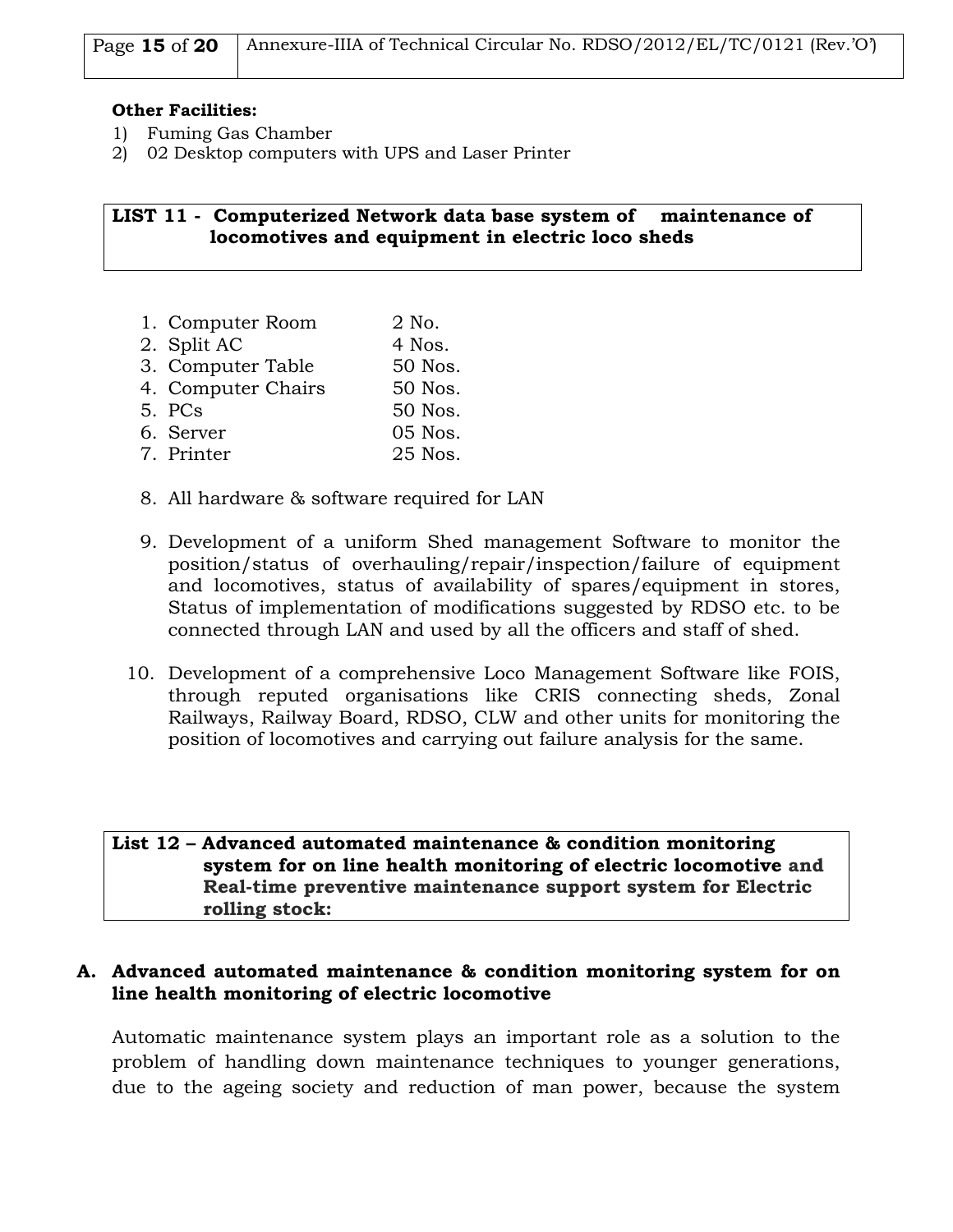**Other Facilities:**

1) Fuming Gas Chamber
2) 02 Desktop computers with UPS and Laser Printer

**LIST 11 - Computerized Network data base system of maintenance of locomotives and equipment in electric loco sheds**

1. Computer Room 2 No.
2. Split AC 4 Nos.
3. Computer Table 50 Nos.
4. Computer Chairs 50 Nos.
5. PCs 50 Nos.
6. Server 05 Nos.
7. Printer 25 Nos.
8. All hardware & software required for LAN
9. Development of a uniform Shed management Software to monitor the position/status of overhauling/repair/inspection/failure of equipment and locomotives, status of availability of spares/equipment in stores, Status of implementation of modifications suggested by RDSO etc. to be connected through LAN and used by all the officers and staff of shed.
10. Development of a comprehensive Loco Management Software like FOIS, through reputed organisations like CRIS connecting sheds, Zonal Railways, Railway Board, RDSO, CLW and other units for monitoring the position of locomotives and carrying out failure analysis for the same.

**List 12 – Advanced automated maintenance & condition monitoring system for on line health monitoring of electric locomotive and Real-time preventive maintenance support system for Electric rolling stock:**

**A. Advanced automated maintenance & condition monitoring system for on line health monitoring of electric locomotive**

Automatic maintenance system plays an important role as a solution to the problem of handling down maintenance techniques to younger generations, due to the ageing society and reduction of man power, because the system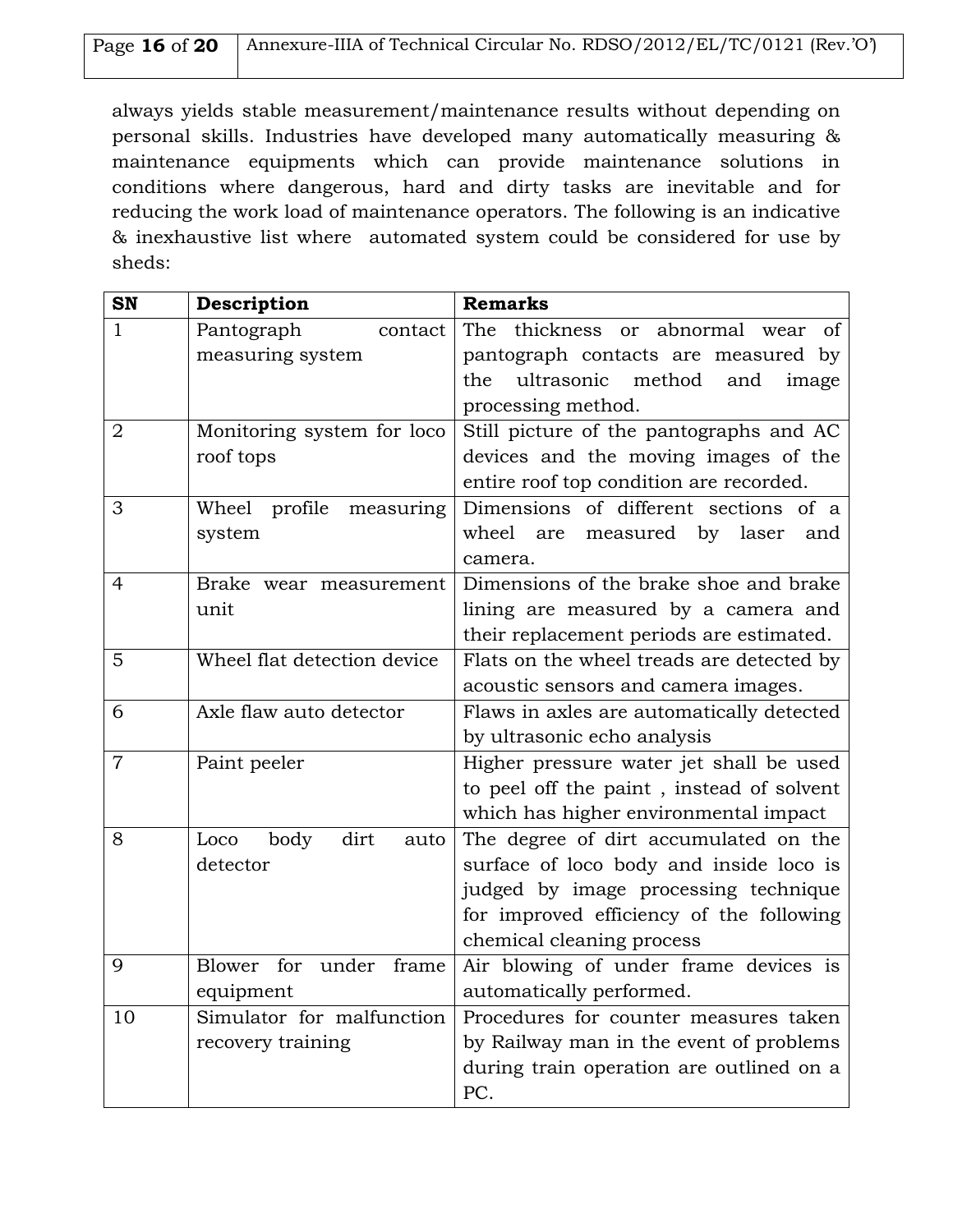always yields stable measurement/maintenance results without depending on personal skills. Industries have developed many automatically measuring & maintenance equipments which can provide maintenance solutions in conditions where dangerous, hard and dirty tasks are inevitable and for reducing the work load of maintenance operators. The following is an indicative & inexhaustive list where automated system could be considered for use by sheds:

| SN | Description | Remarks |
|---|---|---|
| 1 | Pantograph contact measuring system | The thickness or abnormal wear of pantograph contacts are measured by the ultrasonic method and image processing method. |
| 2 | Monitoring system for loco roof tops | Still picture of the pantographs and AC devices and the moving images of the entire roof top condition are recorded. |
| 3 | Wheel profile measuring system | Dimensions of different sections of a wheel are measured by laser and camera. |
| 4 | Brake wear measurement unit | Dimensions of the brake shoe and brake lining are measured by a camera and their replacement periods are estimated. |
| 5 | Wheel flat detection device | Flats on the wheel treads are detected by acoustic sensors and camera images. |
| 6 | Axle flaw auto detector | Flaws in axles are automatically detected by ultrasonic echo analysis |
| 7 | Paint peeler | Higher pressure water jet shall be used to peel off the paint , instead of solvent which has higher environmental impact |
| 8 | Loco body dirt auto detector | The degree of dirt accumulated on the surface of loco body and inside loco is judged by image processing technique for improved efficiency of the following chemical cleaning process |
| 9 | Blower for under frame equipment | Air blowing of under frame devices is automatically performed. |
| 10 | Simulator for malfunction recovery training | Procedures for counter measures taken by Railway man in the event of problems during train operation are outlined on a PC. |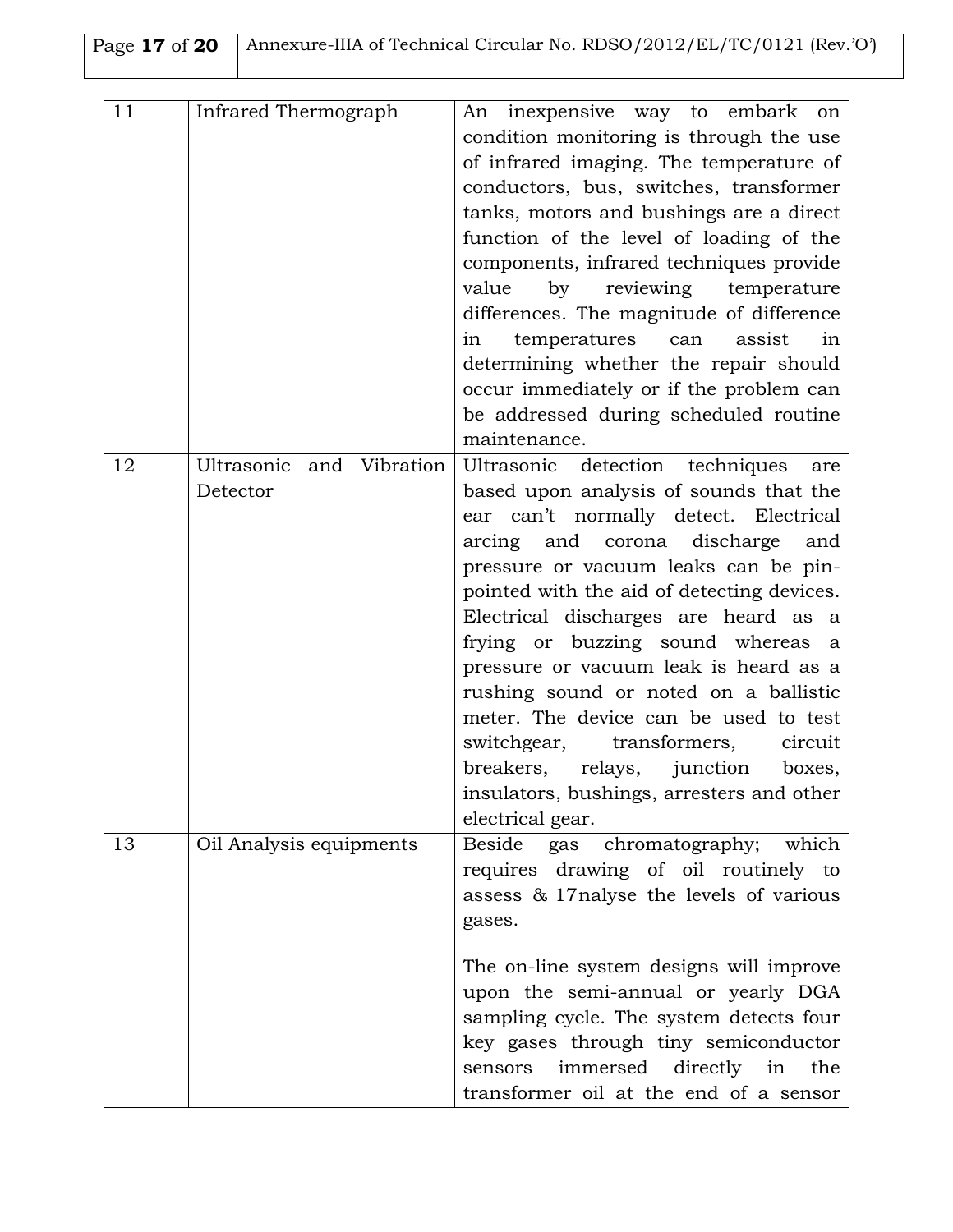| 11 | Infrared Thermograph | An inexpensive way to embark on condition monitoring is through the use of infrared imaging. The temperature of conductors, bus, switches, transformer tanks, motors and bushings are a direct function of the level of loading of the components, infrared techniques provide value by reviewing temperature differences. The magnitude of difference in temperatures can assist in determining whether the repair should occur immediately or if the problem can be addressed during scheduled routine maintenance. |
|---|---|---|
| 12 | Ultrasonic and Vibration Detector | Ultrasonic detection techniques are based upon analysis of sounds that the ear can't normally detect. Electrical arcing and corona discharge and pressure or vacuum leaks can be pin-pointed with the aid of detecting devices. Electrical discharges are heard as a frying or buzzing sound whereas a pressure or vacuum leak is heard as a rushing sound or noted on a ballistic meter. The device can be used to test switchgear, transformers, circuit breakers, relays, junction boxes, insulators, bushings, arresters and other electrical gear. |
| 13 | Oil Analysis equipments | Beside gas chromatography; which requires drawing of oil routinely to assess & 17nalyse the levels of various gases.<br><br>The on-line system designs will improve upon the semi-annual or yearly DGA sampling cycle. The system detects four key gases through tiny semiconductor sensors immersed directly in the transformer oil at the end of a sensor |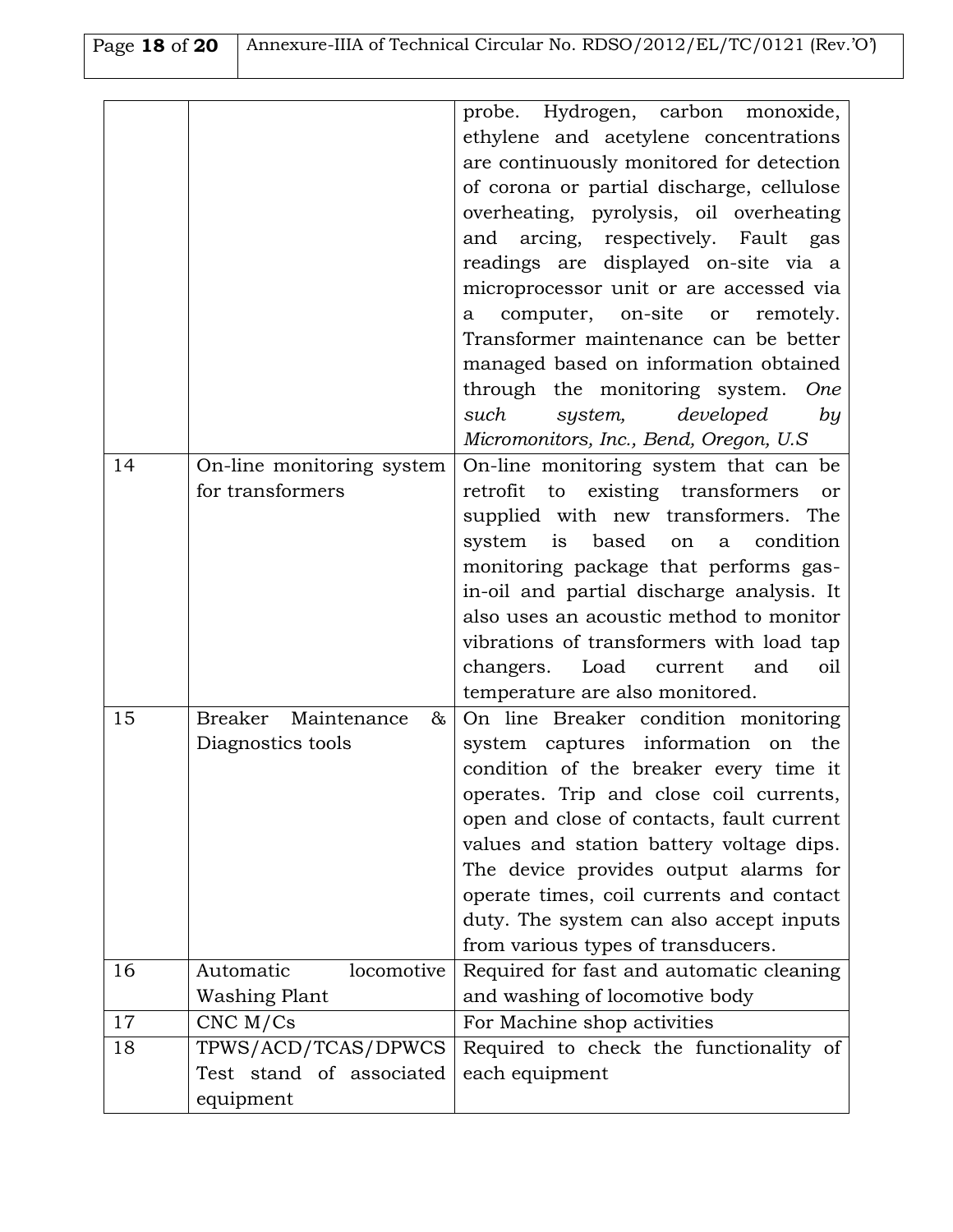|  |  |  |
|---|---|---|
|  |  | probe. Hydrogen, carbon monoxide, ethylene and acetylene concentrations are continuously monitored for detection of corona or partial discharge, cellulose overheating, pyrolysis, oil overheating and arcing, respectively. Fault gas readings are displayed on-site via a microprocessor unit or are accessed via a computer, on-site or remotely. Transformer maintenance can be better managed based on information obtained through the monitoring system. *One such system, developed by Micromonitors, Inc., Bend, Oregon, U.S* |
| 14 | On-line monitoring system for transformers | On-line monitoring system that can be retrofit to existing transformers or supplied with new transformers. The system is based on a condition monitoring package that performs gas-in-oil and partial discharge analysis. It also uses an acoustic method to monitor vibrations of transformers with load tap changers. Load current and oil temperature are also monitored. |
| 15 | Breaker Maintenance & Diagnostics tools | On line Breaker condition monitoring system captures information on the condition of the breaker every time it operates. Trip and close coil currents, open and close of contacts, fault current values and station battery voltage dips. The device provides output alarms for operate times, coil currents and contact duty. The system can also accept inputs from various types of transducers. |
| 16 | Automatic locomotive Washing Plant | Required for fast and automatic cleaning and washing of locomotive body |
| 17 | CNC M/Cs | For Machine shop activities |
| 18 | TPWS/ACD/TCAS/DPWCS Test stand of associated equipment | Required to check the functionality of each equipment |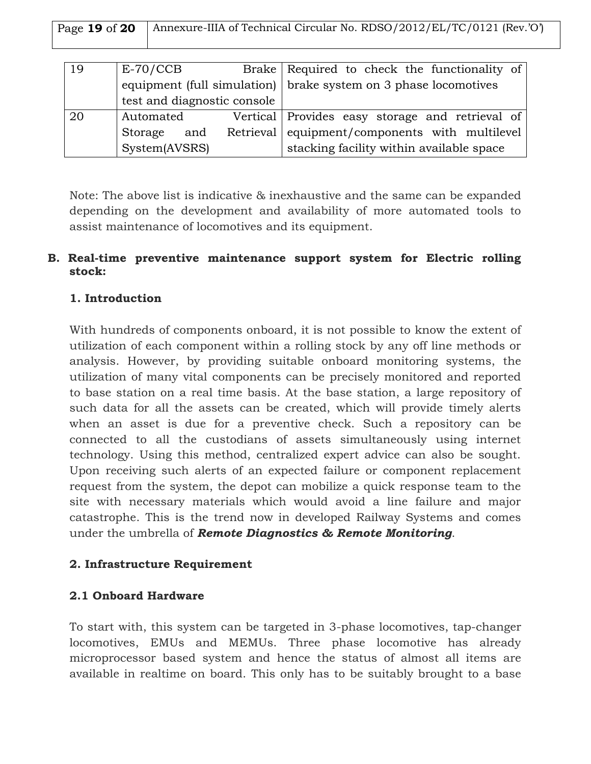| 19 | E-70/CCB Brake equipment (full simulation) test and diagnostic console | Required to check the functionality of brake system on 3 phase locomotives |
|---|---|---|
| 20 | Automated Vertical Storage and Retrieval System(AVSRS) | Provides easy storage and retrieval of equipment/components with multilevel stacking facility within available space |

Note: The above list is indicative & inexhaustive and the same can be expanded depending on the development and availability of more automated tools to assist maintenance of locomotives and its equipment.

**B. Real-time preventive maintenance support system for Electric rolling stock:**

**1. Introduction**

With hundreds of components onboard, it is not possible to know the extent of utilization of each component within a rolling stock by any off line methods or analysis. However, by providing suitable onboard monitoring systems, the utilization of many vital components can be precisely monitored and reported to base station on a real time basis. At the base station, a large repository of such data for all the assets can be created, which will provide timely alerts when an asset is due for a preventive check. Such a repository can be connected to all the custodians of assets simultaneously using internet technology. Using this method, centralized expert advice can also be sought. Upon receiving such alerts of an expected failure or component replacement request from the system, the depot can mobilize a quick response team to the site with necessary materials which would avoid a line failure and major catastrophe. This is the trend now in developed Railway Systems and comes under the umbrella of ***Remote Diagnostics & Remote Monitoring***.

**2. Infrastructure Requirement**

**2.1 Onboard Hardware**

To start with, this system can be targeted in 3-phase locomotives, tap-changer locomotives, EMUs and MEMUs. Three phase locomotive has already microprocessor based system and hence the status of almost all items are available in realtime on board. This only has to be suitably brought to a base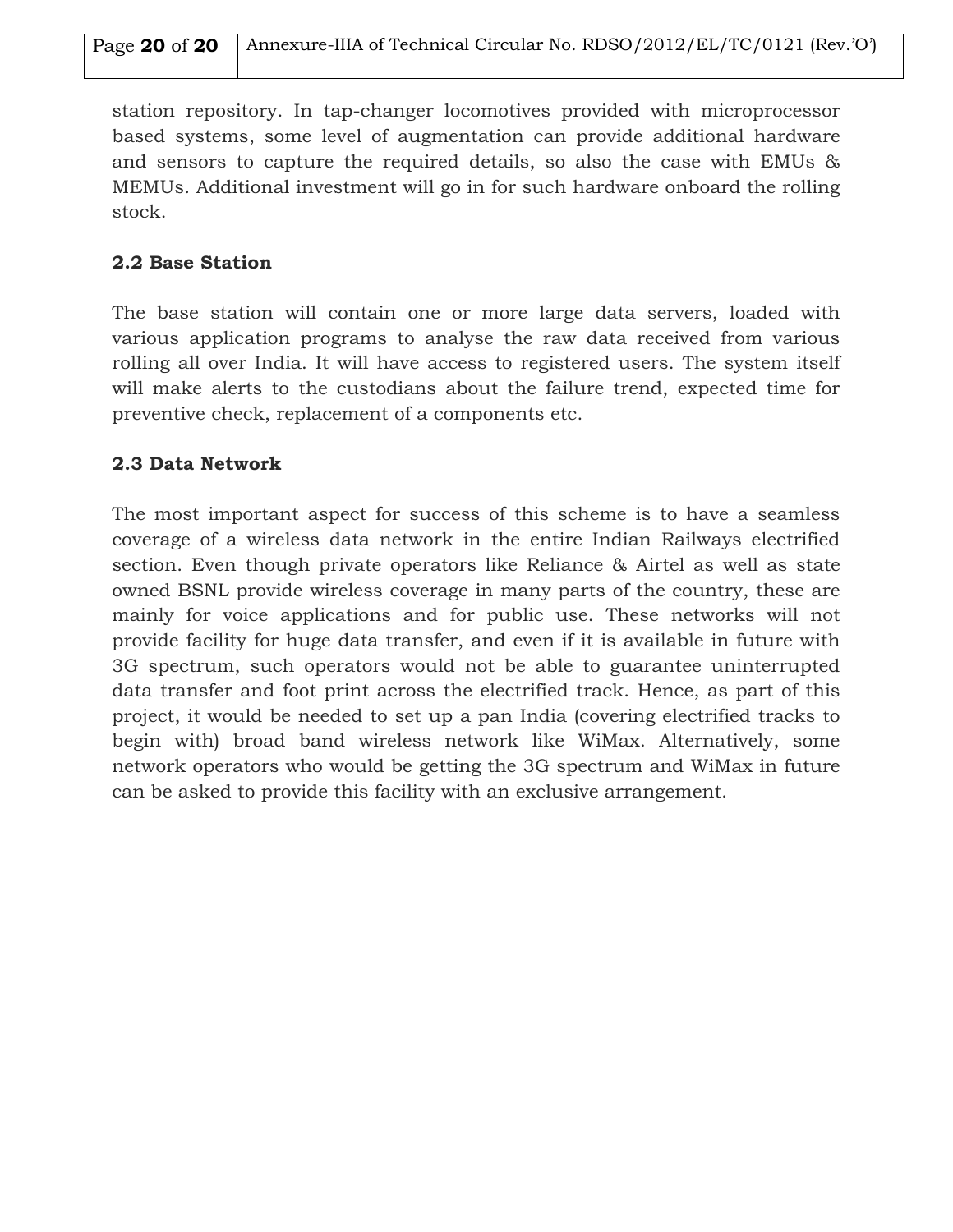station repository. In tap-changer locomotives provided with microprocessor based systems, some level of augmentation can provide additional hardware and sensors to capture the required details, so also the case with EMUs & MEMUs. Additional investment will go in for such hardware onboard the rolling stock.

### 2.2 Base Station

The base station will contain one or more large data servers, loaded with various application programs to analyse the raw data received from various rolling all over India. It will have access to registered users. The system itself will make alerts to the custodians about the failure trend, expected time for preventive check, replacement of a components etc.

### 2.3 Data Network

The most important aspect for success of this scheme is to have a seamless coverage of a wireless data network in the entire Indian Railways electrified section. Even though private operators like Reliance & Airtel as well as state owned BSNL provide wireless coverage in many parts of the country, these are mainly for voice applications and for public use. These networks will not provide facility for huge data transfer, and even if it is available in future with 3G spectrum, such operators would not be able to guarantee uninterrupted data transfer and foot print across the electrified track. Hence, as part of this project, it would be needed to set up a pan India (covering electrified tracks to begin with) broad band wireless network like WiMax. Alternatively, some network operators who would be getting the 3G spectrum and WiMax in future can be asked to provide this facility with an exclusive arrangement.